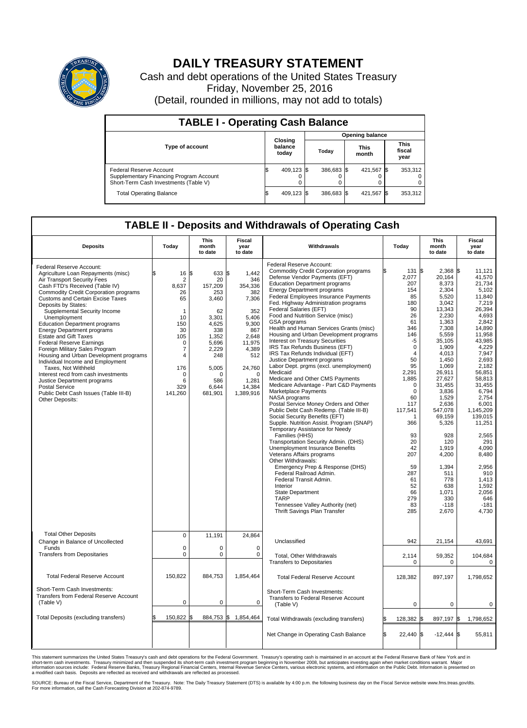# DAILY TREASURY STATEMENT

Cash and debt operations of the United States Treasury
Friday, November 25, 2016
(Detail, rounded in millions, may not add to totals)

## TABLE I - Operating Cash Balance

| Type of account | Closing balance today | Opening balance Today | Opening balance This month | Opening balance This fiscal year |
|---|---|---|---|---|
| Federal Reserve Account | $ 409,123 | $ 386,683 | $ 421,567 | $ 353,312 |
| Supplementary Financing Program Account | 0 | 0 | 0 | 0 |
| Short-Term Cash Investments (Table V) | 0 | 0 | 0 | 0 |
| Total Operating Balance | $ 409,123 | $ 386,683 | $ 421,567 | $ 353,312 |

## TABLE II - Deposits and Withdrawals of Operating Cash

| Deposits | Today | This month to date | Fiscal year to date |
|---|---|---|---|
| Federal Reserve Account: | | | |
| Agriculture Loan Repayments (misc) | $ 16 | $ 633 | $ 1,442 |
| Air Transport Security Fees | 2 | 20 | 346 |
| Cash FTD's Received (Table IV) | 8,637 | 157,209 | 354,336 |
| Commodity Credit Corporation programs | 26 | 253 | 382 |
| Customs and Certain Excise Taxes | 65 | 3,460 | 7,306 |
| Deposits by States: | | | |
| Supplemental Security Income | 1 | 62 | 352 |
| Unemployment | 10 | 3,301 | 5,406 |
| Education Department programs | 150 | 4,625 | 9,300 |
| Energy Department programs | 30 | 338 | 867 |
| Estate and Gift Taxes | 105 | 1,352 | 2,648 |
| Federal Reserve Earnings | 0 | 5,696 | 11,975 |
| Foreign Military Sales Program | 7 | 2,229 | 4,389 |
| Housing and Urban Development programs | 4 | 248 | 512 |
| Individual Income and Employment Taxes, Not Withheld | 176 | 5,005 | 24,760 |
| Interest recd from cash investments | 0 | 0 | 0 |
| Justice Department programs | 6 | 586 | 1,281 |
| Postal Service | 329 | 6,644 | 14,384 |
| Public Debt Cash Issues (Table III-B) | 141,260 | 681,901 | 1,389,916 |
| Other Deposits: | | | |
| Total Other Deposits | 0 | 11,191 | 24,864 |
| Change in Balance of Uncollected Funds | 0 | 0 | 0 |
| Transfers from Depositaries | 0 | 0 | 0 |
| Total Federal Reserve Account | 150,822 | 884,753 | 1,854,464 |
| Short-Term Cash Investments: Transfers from Federal Reserve Account (Table V) | 0 | 0 | 0 |
| Total Deposits (excluding transfers) | $ 150,822 | $ 884,753 | $ 1,854,464 |

| Withdrawals | Today | This month to date | Fiscal year to date |
|---|---|---|---|
| Federal Reserve Account: | | | |
| Commodity Credit Corporation programs | $ 131 | $ 2,368 | $ 11,121 |
| Defense Vendor Payments (EFT) | 2,077 | 20,164 | 41,570 |
| Education Department programs | 207 | 8,373 | 21,734 |
| Energy Department programs | 154 | 2,304 | 5,102 |
| Federal Employees Insurance Payments | 85 | 5,520 | 11,840 |
| Fed. Highway Administration programs | 180 | 3,042 | 7,219 |
| Federal Salaries (EFT) | 90 | 13,343 | 26,394 |
| Food and Nutrition Service (misc) | 26 | 2,230 | 4,693 |
| GSA programs | 61 | 1,363 | 2,842 |
| Health and Human Services Grants (misc) | 346 | 7,308 | 14,890 |
| Housing and Urban Development programs | 146 | 5,559 | 11,958 |
| Interest on Treasury Securities | -5 | 35,105 | 43,985 |
| IRS Tax Refunds Business (EFT) | 0 | 1,909 | 4,229 |
| IRS Tax Refunds Individual (EFT) | 4 | 4,013 | 7,947 |
| Justice Department programs | 50 | 1,450 | 2,693 |
| Labor Dept. prgms (excl. unemployment) | 95 | 1,069 | 2,182 |
| Medicaid | 2,291 | 26,911 | 56,851 |
| Medicare and Other CMS Payments | 1,885 | 27,627 | 58,813 |
| Medicare Advantage - Part C&D Payments | 0 | 31,455 | 31,455 |
| Marketplace Payments | 0 | 3,836 | 6,794 |
| NASA programs | 60 | 1,529 | 2,754 |
| Postal Service Money Orders and Other | 117 | 2,636 | 6,001 |
| Public Debt Cash Redemp. (Table III-B) | 117,541 | 547,078 | 1,145,209 |
| Social Security Benefits (EFT) | 1 | 69,159 | 139,015 |
| Supple. Nutrition Assist. Program (SNAP) | 366 | 5,326 | 11,251 |
| Temporary Assistance for Needy Families (HHS) | 93 | 928 | 2,565 |
| Transportation Security Admin. (DHS) | 20 | 120 | 291 |
| Unemployment Insurance Benefits | 42 | 1,919 | 4,090 |
| Veterans Affairs programs | 207 | 4,200 | 8,480 |
| Other Withdrawals: | | | |
| Emergency Prep & Response (DHS) | 59 | 1,394 | 2,956 |
| Federal Railroad Admin. | 287 | 511 | 910 |
| Federal Transit Admin. | 61 | 778 | 1,413 |
| Interior | 52 | 638 | 1,592 |
| State Department | 66 | 1,071 | 2,056 |
| TARP | 279 | 330 | 646 |
| Tennessee Valley Authority (net) | 83 | -118 | -181 |
| Thrift Savings Plan Transfer | 285 | 2,670 | 4,730 |
| Unclassified | 942 | 21,154 | 43,691 |
| Total, Other Withdrawals | 2,114 | 59,352 | 104,684 |
| Transfers to Depositaries | 0 | 0 | 0 |
| Total Federal Reserve Account | 128,382 | 897,197 | 1,798,652 |
| Short-Term Cash Investments: Transfers to Federal Reserve Account (Table V) | 0 | 0 | 0 |
| Total Withdrawals (excluding transfers) | $ 128,382 | $ 897,197 | $ 1,798,652 |
| Net Change in Operating Cash Balance | $ 22,440 | $ -12,444 | $ 55,811 |

This statement summarizes the United States Treasury's cash and debt operations for the Federal Government. Treasury's operating cash is maintained in an account at the Federal Reserve Bank of New York and in short-term cash investments. Treasury minimized and then suspended its short-term cash investment program beginning in November 2008, but anticipates investing again when market conditions warrant. Major information sources include: Federal Reserve Banks, Treasury Regional Financial Centers, Internal Revenue Service Centers, various electronic systems, and information on the Public Debt. Information is presented on a modified cash basis. Deposits are reflected as received and withdrawals are reflected as processed.

SOURCE: Bureau of the Fiscal Service, Department of the Treasury. Note: The Daily Treasury Statement (DTS) is available by 4:00 p.m. the following business day on the Fiscal Service website www.fms.treas.gov/dts. For more information, call the Cash Forecasting Division at 202-874-9789.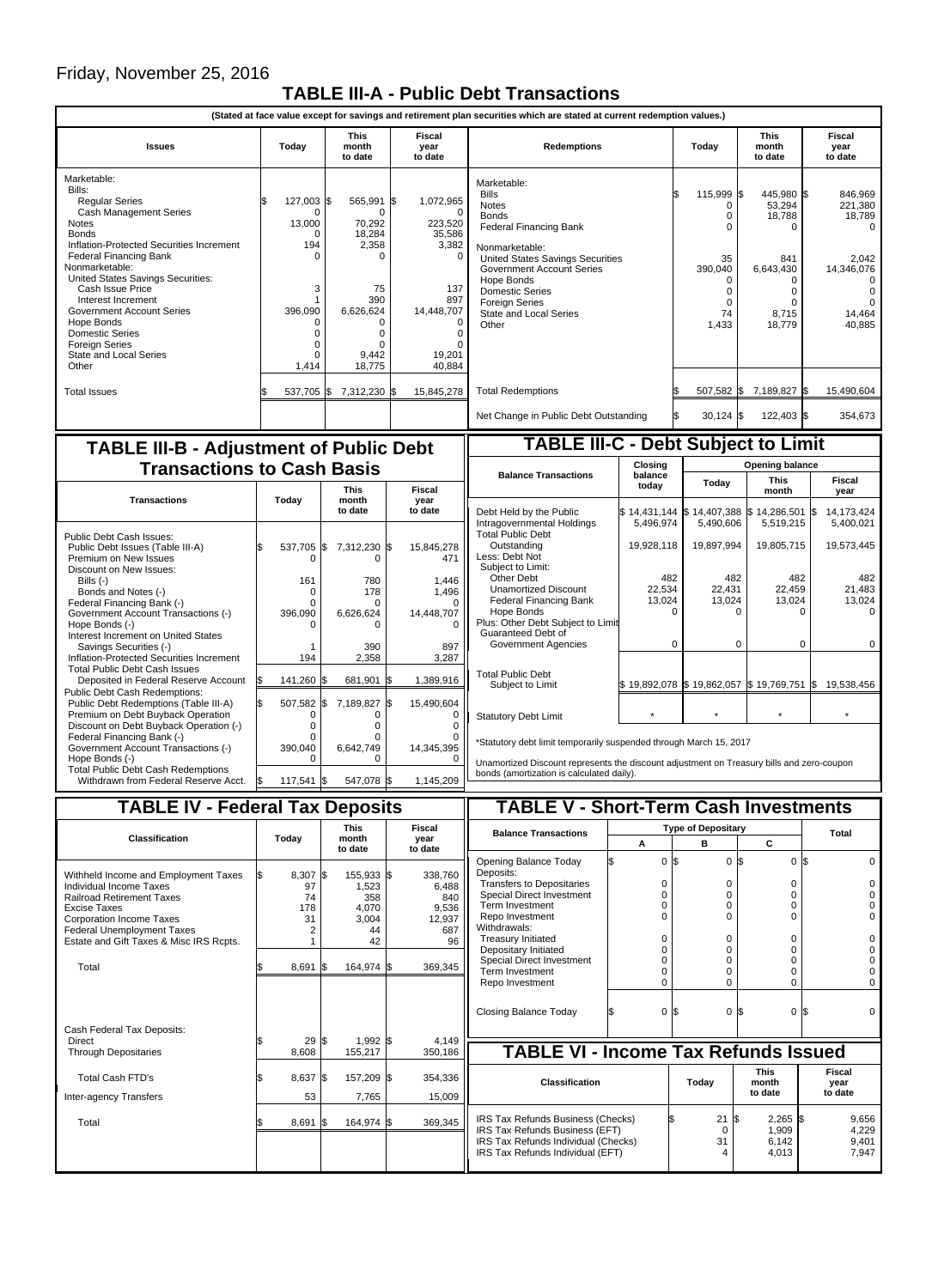Friday, November 25, 2016

# TABLE III-A - Public Debt Transactions

(Stated at face value except for savings and retirement plan securities which are stated at current redemption values.)

| Issues | Today | This month to date | Fiscal year to date |
|---|---|---|---|
| Marketable: | | | |
| Bills: | | | |
| Regular Series | $ 127,003 | $ 565,991 | $ 1,072,965 |
| Cash Management Series | 0 | 0 | 0 |
| Notes | 13,000 | 70,292 | 223,520 |
| Bonds | 0 | 18,284 | 35,586 |
| Inflation-Protected Securities Increment | 194 | 2,358 | 3,382 |
| Federal Financing Bank | 0 | 0 | 0 |
| Nonmarketable: | | | |
| United States Savings Securities: | | | |
| Cash Issue Price | 3 | 75 | 137 |
| Interest Increment | 1 | 390 | 897 |
| Government Account Series | 396,090 | 6,626,624 | 14,448,707 |
| Hope Bonds | 0 | 0 | 0 |
| Domestic Series | 0 | 0 | 0 |
| Foreign Series | 0 | 0 | 0 |
| State and Local Series | 0 | 9,442 | 19,201 |
| Other | 1,414 | 18,775 | 40,884 |
| Total Issues | $ 537,705 | $ 7,312,230 | $ 15,845,278 |

| Redemptions | Today | This month to date | Fiscal year to date |
|---|---|---|---|
| Marketable: | | | |
| Bills | $ 115,999 | $ 445,980 | $ 846,969 |
| Notes | 0 | 53,294 | 221,380 |
| Bonds | 0 | 18,788 | 18,789 |
| Federal Financing Bank | 0 | 0 | 0 |
| Nonmarketable: | | | |
| United States Savings Securities | 35 | 841 | 2,042 |
| Government Account Series | 390,040 | 6,643,430 | 14,346,076 |
| Hope Bonds | 0 | 0 | 0 |
| Domestic Series | 0 | 0 | 0 |
| Foreign Series | 0 | 0 | 0 |
| State and Local Series | 74 | 8,715 | 14,464 |
| Other | 1,433 | 18,779 | 40,885 |
| Total Redemptions | $ 507,582 | $ 7,189,827 | $ 15,490,604 |
| Net Change in Public Debt Outstanding | $ 30,124 | $ 122,403 | $ 354,673 |

# TABLE III-B - Adjustment of Public Debt Transactions to Cash Basis

| Transactions | Today | This month to date | Fiscal year to date |
|---|---|---|---|
| Public Debt Cash Issues: | | | |
| Public Debt Issues (Table III-A) | $ 537,705 | $ 7,312,230 | $ 15,845,278 |
| Premium on New Issues | 0 | 0 | 471 |
| Discount on New Issues: | | | |
| Bills (-) | 161 | 780 | 1,446 |
| Bonds and Notes (-) | 0 | 178 | 1,496 |
| Federal Financing Bank (-) | 0 | 0 | 0 |
| Government Account Transactions (-) | 396,090 | 6,626,624 | 14,448,707 |
| Hope Bonds (-) | 0 | 0 | 0 |
| Interest Increment on United States Savings Securities (-) | 1 | 390 | 897 |
| Inflation-Protected Securities Increment | 194 | 2,358 | 3,287 |
| Total Public Debt Cash Issues Deposited in Federal Reserve Account | $ 141,260 | $ 681,901 | $ 1,389,916 |
| Public Debt Cash Redemptions: | | | |
| Public Debt Redemptions (Table III-A) | $ 507,582 | $ 7,189,827 | $ 15,490,604 |
| Premium on Debt Buyback Operation | 0 | 0 | 0 |
| Discount on Debt Buyback Operation (-) | 0 | 0 | 0 |
| Federal Financing Bank (-) | 0 | 0 | 0 |
| Government Account Transactions (-) | 390,040 | 6,642,749 | 14,345,395 |
| Hope Bonds (-) | 0 | 0 | 0 |
| Total Public Debt Cash Redemptions Withdrawn from Federal Reserve Acct. | $ 117,541 | $ 547,078 | $ 1,145,209 |

# TABLE III-C - Debt Subject to Limit

| Balance Transactions | Closing balance today | Opening balance Today | Opening balance This month | Opening balance Fiscal year |
|---|---|---|---|---|
| Debt Held by the Public | $ 14,431,144 | $ 14,407,388 | $ 14,286,501 | $ 14,173,424 |
| Intragovernmental Holdings | 5,496,974 | 5,490,606 | 5,519,215 | 5,400,021 |
| Total Public Debt Outstanding | 19,928,118 | 19,897,994 | 19,805,715 | 19,573,445 |
| Less: Debt Not Subject to Limit: | | | | |
| Other Debt | 482 | 482 | 482 | 482 |
| Unamortized Discount | 22,534 | 22,431 | 22,459 | 21,483 |
| Federal Financing Bank | 13,024 | 13,024 | 13,024 | 13,024 |
| Hope Bonds | 0 | 0 | 0 | 0 |
| Plus: Other Debt Subject to Limit | | | | |
| Guaranteed Debt of Government Agencies | 0 | 0 | 0 | 0 |
| Total Public Debt Subject to Limit | $ 19,892,078 | $ 19,862,057 | $ 19,769,751 | $ 19,538,456 |
| Statutory Debt Limit | * | * | * | * |

*Statutory debt limit temporarily suspended through March 15, 2017

Unamortized Discount represents the discount adjustment on Treasury bills and zero-coupon bonds (amortization is calculated daily).

# TABLE IV - Federal Tax Deposits

| Classification | Today | This month to date | Fiscal year to date |
|---|---|---|---|
| Withheld Income and Employment Taxes | $ 8,307 | $ 155,933 | $ 338,760 |
| Individual Income Taxes | 97 | 1,523 | 6,488 |
| Railroad Retirement Taxes | 74 | 358 | 840 |
| Excise Taxes | 178 | 4,070 | 9,536 |
| Corporation Income Taxes | 31 | 3,004 | 12,937 |
| Federal Unemployment Taxes | 2 | 44 | 687 |
| Estate and Gift Taxes & Misc IRS Rcpts. | 1 | 42 | 96 |
| Total | $ 8,691 | $ 164,974 | $ 369,345 |
| Cash Federal Tax Deposits: | | | |
| Direct | $ 29 | $ 1,992 | $ 4,149 |
| Through Depositaries | 8,608 | 155,217 | 350,186 |
| Total Cash FTD's | $ 8,637 | $ 157,209 | $ 354,336 |
| Inter-agency Transfers | 53 | 7,765 | 15,009 |
| Total | $ 8,691 | $ 164,974 | $ 369,345 |

# TABLE V - Short-Term Cash Investments

| Balance Transactions | Type of Depositary A | Type of Depositary B | Type of Depositary C | Total |
|---|---|---|---|---|
| Opening Balance Today | $ 0 | $ 0 | $ 0 | $ 0 |
| Deposits: | | | | |
| Transfers to Depositaries | 0 | 0 | 0 | 0 |
| Special Direct Investment | 0 | 0 | 0 | 0 |
| Term Investment | 0 | 0 | 0 | 0 |
| Repo Investment | 0 | 0 | 0 | 0 |
| Withdrawals: | | | | |
| Treasury Initiated | 0 | 0 | 0 | 0 |
| Depositary Initiated | 0 | 0 | 0 | 0 |
| Special Direct Investment | 0 | 0 | 0 | 0 |
| Term Investment | 0 | 0 | 0 | 0 |
| Repo Investment | 0 | 0 | 0 | 0 |
| Closing Balance Today | $ 0 | $ 0 | $ 0 | $ 0 |

# TABLE VI - Income Tax Refunds Issued

| Classification | Today | This month to date | Fiscal year to date |
|---|---|---|---|
| IRS Tax Refunds Business (Checks) | $ 21 | $ 2,265 | $ 9,656 |
| IRS Tax Refunds Business (EFT) | 0 | 1,909 | 4,229 |
| IRS Tax Refunds Individual (Checks) | 31 | 6,142 | 9,401 |
| IRS Tax Refunds Individual (EFT) | 4 | 4,013 | 7,947 |